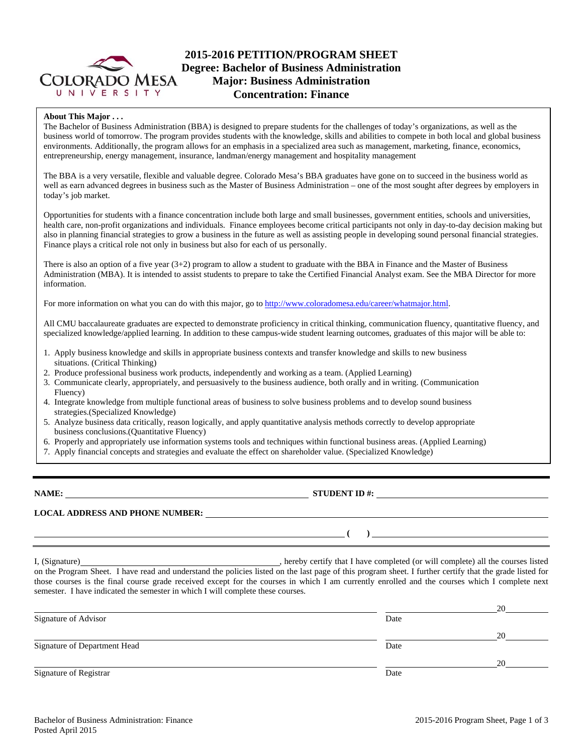# 2015-2016 PETITION/PROGRAM SHEET
## Degree: Bachelor of Business Administration
## Major: Business Administration
## Concentration: Finance

**About This Major . . .**

The Bachelor of Business Administration (BBA) is designed to prepare students for the challenges of today's organizations, as well as the business world of tomorrow. The program provides students with the knowledge, skills and abilities to compete in both local and global business environments. Additionally, the program allows for an emphasis in a specialized area such as management, marketing, finance, economics, entrepreneurship, energy management, insurance, landman/energy management and hospitality management

The BBA is a very versatile, flexible and valuable degree. Colorado Mesa's BBA graduates have gone on to succeed in the business world as well as earn advanced degrees in business such as the Master of Business Administration – one of the most sought after degrees by employers in today's job market.

Opportunities for students with a finance concentration include both large and small businesses, government entities, schools and universities, health care, non-profit organizations and individuals. Finance employees become critical participants not only in day-to-day decision making but also in planning financial strategies to grow a business in the future as well as assisting people in developing sound personal financial strategies. Finance plays a critical role not only in business but also for each of us personally.

There is also an option of a five year (3+2) program to allow a student to graduate with the BBA in Finance and the Master of Business Administration (MBA). It is intended to assist students to prepare to take the Certified Financial Analyst exam. See the MBA Director for more information.

For more information on what you can do with this major, go to http://www.coloradomesa.edu/career/whatmajor.html.

All CMU baccalaureate graduates are expected to demonstrate proficiency in critical thinking, communication fluency, quantitative fluency, and specialized knowledge/applied learning. In addition to these campus-wide student learning outcomes, graduates of this major will be able to:

1. Apply business knowledge and skills in appropriate business contexts and transfer knowledge and skills to new business situations. (Critical Thinking)
2. Produce professional business work products, independently and working as a team. (Applied Learning)
3. Communicate clearly, appropriately, and persuasively to the business audience, both orally and in writing. (Communication Fluency)
4. Integrate knowledge from multiple functional areas of business to solve business problems and to develop sound business strategies.(Specialized Knowledge)
5. Analyze business data critically, reason logically, and apply quantitative analysis methods correctly to develop appropriate business conclusions.(Quantitative Fluency)
6. Properly and appropriately use information systems tools and techniques within functional business areas. (Applied Learning)
7. Apply financial concepts and strategies and evaluate the effect on shareholder value. (Specialized Knowledge)

---

**NAME:** ______________________________ **STUDENT ID #:** ______________________________

**LOCAL ADDRESS AND PHONE NUMBER:** ______________________________

______________________________ **( )** ______________________________

I, (Signature)______________________________, hereby certify that I have completed (or will complete) all the courses listed on the Program Sheet. I have read and understand the policies listed on the last page of this program sheet. I further certify that the grade listed for those courses is the final course grade received except for the courses in which I am currently enrolled and the courses which I complete next semester. I have indicated the semester in which I will complete these courses.

______________________________ ______________ 20______
Signature of Advisor Date

______________________________ ______________ 20______
Signature of Department Head Date

______________________________ ______________ 20______
Signature of Registrar Date

Bachelor of Business Administration: Finance
Posted April 2015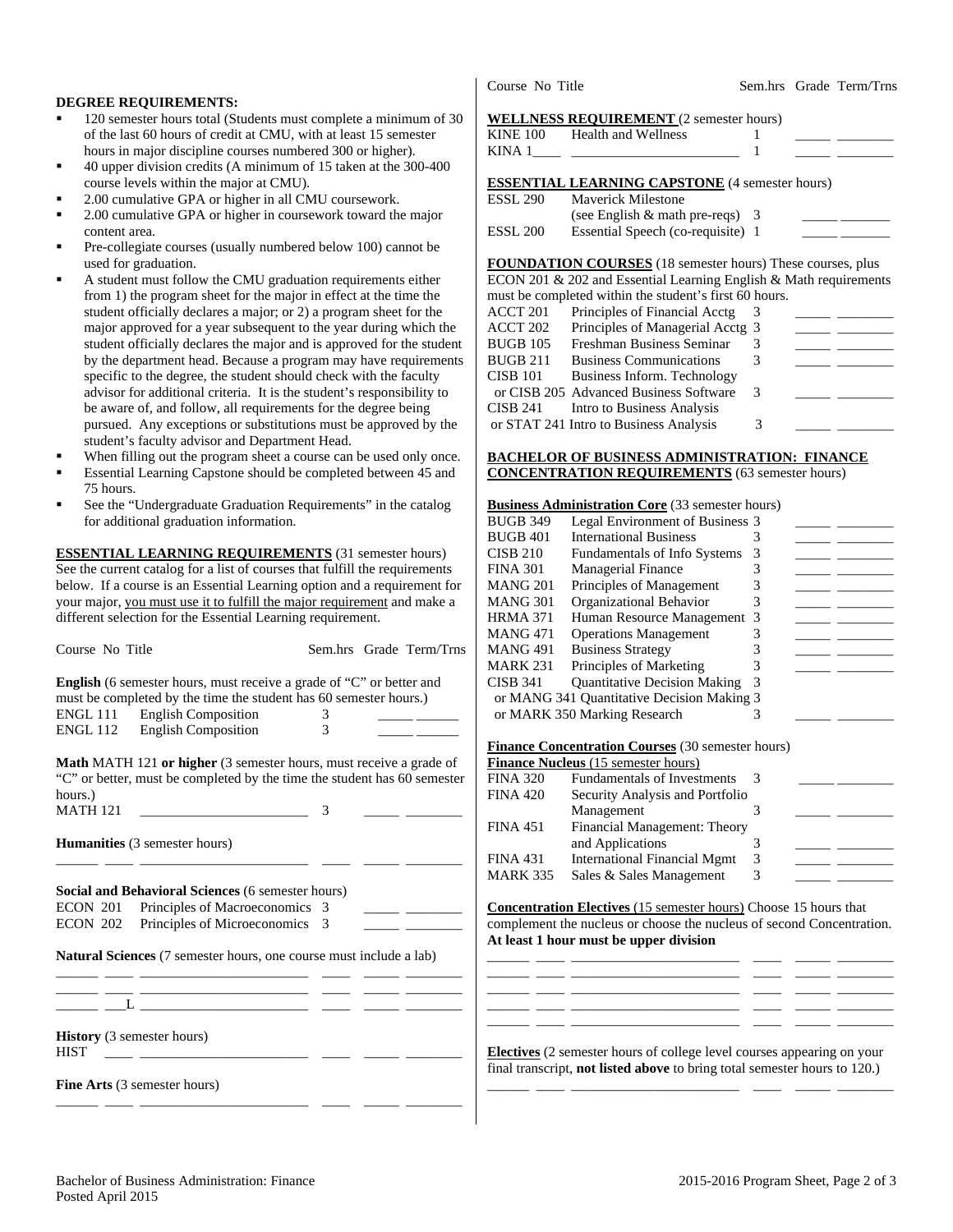**DEGREE REQUIREMENTS:**

- 120 semester hours total (Students must complete a minimum of 30 of the last 60 hours of credit at CMU, with at least 15 semester hours in major discipline courses numbered 300 or higher).
- 40 upper division credits (A minimum of 15 taken at the 300-400 course levels within the major at CMU).
- 2.00 cumulative GPA or higher in all CMU coursework.
- 2.00 cumulative GPA or higher in coursework toward the major content area.
- Pre-collegiate courses (usually numbered below 100) cannot be used for graduation.
- A student must follow the CMU graduation requirements either from 1) the program sheet for the major in effect at the time the student officially declares a major; or 2) a program sheet for the major approved for a year subsequent to the year during which the student officially declares the major and is approved for the student by the department head. Because a program may have requirements specific to the degree, the student should check with the faculty advisor for additional criteria. It is the student's responsibility to be aware of, and follow, all requirements for the degree being pursued. Any exceptions or substitutions must be approved by the student's faculty advisor and Department Head.
- When filling out the program sheet a course can be used only once.
- Essential Learning Capstone should be completed between 45 and 75 hours.
- See the "Undergraduate Graduation Requirements" in the catalog for additional graduation information.

**ESSENTIAL LEARNING REQUIREMENTS** (31 semester hours) See the current catalog for a list of courses that fulfill the requirements below. If a course is an Essential Learning option and a requirement for your major, you must use it to fulfill the major requirement and make a different selection for the Essential Learning requirement.

| Course No | Title | Sem.hrs | Grade | Term/Trns |
|---|---|---|---|---|
| **English** (6 semester hours, must receive a grade of "C" or better and must be completed by the time the student has 60 semester hours.) | | | | |
| ENGL 111 | English Composition | 3 | | |
| ENGL 112 | English Composition | 3 | | |
| **Math** MATH 121 **or higher** (3 semester hours, must receive a grade of "C" or better, must be completed by the time the student has 60 semester hours.) | | | | |
| MATH 121 | | 3 | | |
| **Humanities** (3 semester hours) | | | | |
| | | | | |
| **Social and Behavioral Sciences** (6 semester hours) | | | | |
| ECON 201 | Principles of Macroeconomics | 3 | | |
| ECON 202 | Principles of Microeconomics | 3 | | |
| **Natural Sciences** (7 semester hours, one course must include a lab) | | | | |
| | | | | |
| | | | | |
| ___L | | | | |
| **History** (3 semester hours) | | | | |
| HIST | | | | |
| **Fine Arts** (3 semester hours) | | | | |
| | | | | |

| Course No | Title | Sem.hrs | Grade | Term/Trns |
|---|---|---|---|---|
| **WELLNESS REQUIREMENT** (2 semester hours) | | | | |
| KINE 100 | Health and Wellness | 1 | | |
| KINA 1____ | | 1 | | |
| **ESSENTIAL LEARNING CAPSTONE** (4 semester hours) | | | | |
| ESSL 290 | Maverick Milestone (see English & math pre-reqs) | 3 | | |
| ESSL 200 | Essential Speech (co-requisite) | 1 | | |

**FOUNDATION COURSES** (18 semester hours) These courses, plus ECON 201 & 202 and Essential Learning English & Math requirements must be completed within the student's first 60 hours.

| Course No | Title | Sem.hrs | Grade | Term/Trns |
|---|---|---|---|---|
| ACCT 201 | Principles of Financial Acctg | 3 | | |
| ACCT 202 | Principles of Managerial Acctg | 3 | | |
| BUGB 105 | Freshman Business Seminar | 3 | | |
| BUGB 211 | Business Communications | 3 | | |
| CISB 101 or CISB 205 | Business Inform. Technology or Advanced Business Software | 3 | | |
| CISB 241 or STAT 241 | Intro to Business Analysis or Intro to Business Analysis | 3 | | |

**BACHELOR OF BUSINESS ADMINISTRATION: FINANCE CONCENTRATION REQUIREMENTS** (63 semester hours)

**Business Administration Core** (33 semester hours)

| Course No | Title | Sem.hrs | Grade | Term/Trns |
|---|---|---|---|---|
| BUGB 349 | Legal Environment of Business | 3 | | |
| BUGB 401 | International Business | 3 | | |
| CISB 210 | Fundamentals of Info Systems | 3 | | |
| FINA 301 | Managerial Finance | 3 | | |
| MANG 201 | Principles of Management | 3 | | |
| MANG 301 | Organizational Behavior | 3 | | |
| HRMA 371 | Human Resource Management | 3 | | |
| MANG 471 | Operations Management | 3 | | |
| MANG 491 | Business Strategy | 3 | | |
| MARK 231 | Principles of Marketing | 3 | | |
| CISB 341 or MANG 341 or MARK 350 | Quantitative Decision Making or Quantitative Decision Making or Marking Research | 3 | | |

**Finance Concentration Courses** (30 semester hours)

**Finance Nucleus** (15 semester hours)

| Course No | Title | Sem.hrs | Grade | Term/Trns |
|---|---|---|---|---|
| FINA 320 | Fundamentals of Investments | 3 | | |
| FINA 420 | Security Analysis and Portfolio Management | 3 | | |
| FINA 451 | Financial Management: Theory and Applications | 3 | | |
| FINA 431 | International Financial Mgmt | 3 | | |
| MARK 335 | Sales & Sales Management | 3 | | |

**Concentration Electives** (15 semester hours) Choose 15 hours that complement the nucleus or choose the nucleus of second Concentration. **At least 1 hour must be upper division**

| Course No | Title | Sem.hrs | Grade | Term/Trns |
|---|---|---|---|---|
| | | | | |
| | | | | |
| | | | | |
| | | | | |
| | | | | |

**Electives** (2 semester hours of college level courses appearing on your final transcript, **not listed above** to bring total semester hours to 120.)

| Course No | Title | Sem.hrs | Grade | Term/Trns |
|---|---|---|---|---|
| | | | | |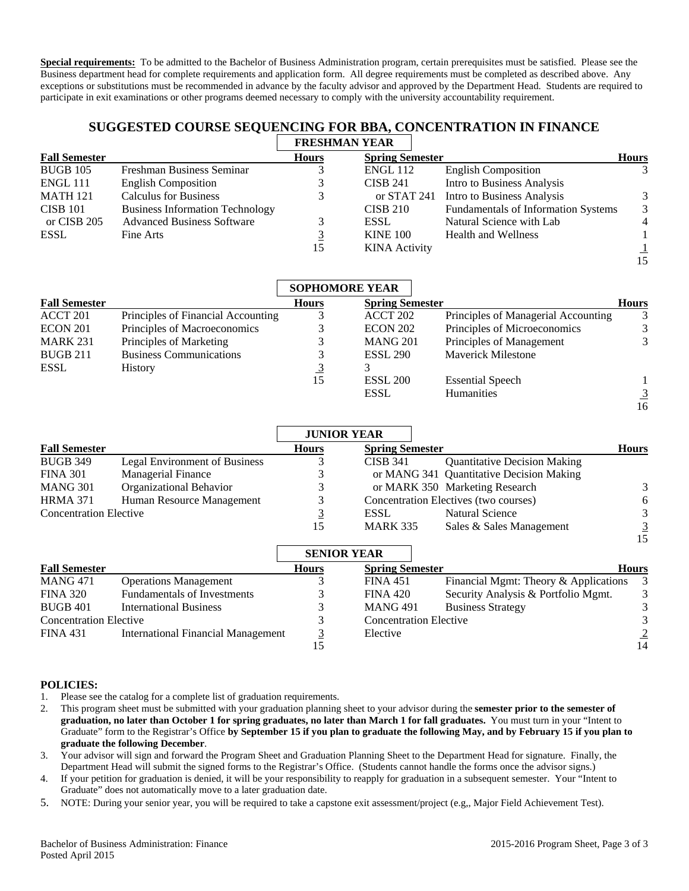**Special requirements:** To be admitted to the Bachelor of Business Administration program, certain prerequisites must be satisfied. Please see the Business department head for complete requirements and application form. All degree requirements must be completed as described above. Any exceptions or substitutions must be recommended in advance by the faculty advisor and approved by the Department Head. Students are required to participate in exit examinations or other programs deemed necessary to comply with the university accountability requirement.

## SUGGESTED COURSE SEQUENCING FOR BBA, CONCENTRATION IN FINANCE

### FRESHMAN YEAR

| Fall Semester | | Hours | Spring Semester | | Hours |
|---|---|---|---|---|---|
| BUGB 105 | Freshman Business Seminar | 3 | ENGL 112 | English Composition | 3 |
| ENGL 111 | English Composition | 3 | CISB 241 | Intro to Business Analysis | |
| MATH 121 | Calculus for Business | 3 | or STAT 241 | Intro to Business Analysis | 3 |
| CISB 101 | Business Information Technology | | CISB 210 | Fundamentals of Information Systems | 3 |
| or CISB 205 | Advanced Business Software | 3 | ESSL | Natural Science with Lab | 4 |
| ESSL | Fine Arts | 3 | KINE 100 | Health and Wellness | 1 |
| | | 15 | KINA Activity | | 1 |
| | | | | | 15 |

### SOPHOMORE YEAR

| Fall Semester | | Hours | Spring Semester | | Hours |
|---|---|---|---|---|---|
| ACCT 201 | Principles of Financial Accounting | 3 | ACCT 202 | Principles of Managerial Accounting | 3 |
| ECON 201 | Principles of Macroeconomics | 3 | ECON 202 | Principles of Microeconomics | 3 |
| MARK 231 | Principles of Marketing | 3 | MANG 201 | Principles of Management | 3 |
| BUGB 211 | Business Communications | 3 | ESSL 290 | Maverick Milestone | |
| ESSL | History | 3 | 3 | | |
| | | 15 | ESSL 200 | Essential Speech | 1 |
| | | | ESSL | Humanities | 3 |
| | | | | | 16 |

### JUNIOR YEAR

| Fall Semester | | Hours | Spring Semester | | Hours |
|---|---|---|---|---|---|
| BUGB 349 | Legal Environment of Business | 3 | CISB 341 | Quantitative Decision Making | |
| FINA 301 | Managerial Finance | 3 | or MANG 341 | Quantitative Decision Making | |
| MANG 301 | Organizational Behavior | 3 | or MARK 350 | Marketing Research | 3 |
| HRMA 371 | Human Resource Management | 3 | Concentration Electives (two courses) | | 6 |
| Concentration Elective | | 3 | ESSL | Natural Science | 3 |
| | | 15 | MARK 335 | Sales & Sales Management | 3 |
| | | | | | 15 |

### SENIOR YEAR

| Fall Semester | | Hours | Spring Semester | | Hours |
|---|---|---|---|---|---|
| MANG 471 | Operations Management | 3 | FINA 451 | Financial Mgmt: Theory & Applications | 3 |
| FINA 320 | Fundamentals of Investments | 3 | FINA 420 | Security Analysis & Portfolio Mgmt. | 3 |
| BUGB 401 | International Business | 3 | MANG 491 | Business Strategy | 3 |
| Concentration Elective | | 3 | Concentration Elective | | 3 |
| FINA 431 | International Financial Management | 3 | Elective | | 2 |
| | | 15 | | | 14 |

**POLICIES:**

1. Please see the catalog for a complete list of graduation requirements.
2. This program sheet must be submitted with your graduation planning sheet to your advisor during the **semester prior to the semester of graduation, no later than October 1 for spring graduates, no later than March 1 for fall graduates.** You must turn in your "Intent to Graduate" form to the Registrar's Office **by September 15 if you plan to graduate the following May, and by February 15 if you plan to graduate the following December**.
3. Your advisor will sign and forward the Program Sheet and Graduation Planning Sheet to the Department Head for signature. Finally, the Department Head will submit the signed forms to the Registrar's Office. (Students cannot handle the forms once the advisor signs.)
4. If your petition for graduation is denied, it will be your responsibility to reapply for graduation in a subsequent semester. Your "Intent to Graduate" does not automatically move to a later graduation date.
5. NOTE: During your senior year, you will be required to take a capstone exit assessment/project (e.g,, Major Field Achievement Test).

Bachelor of Business Administration: Finance
Posted April 2015